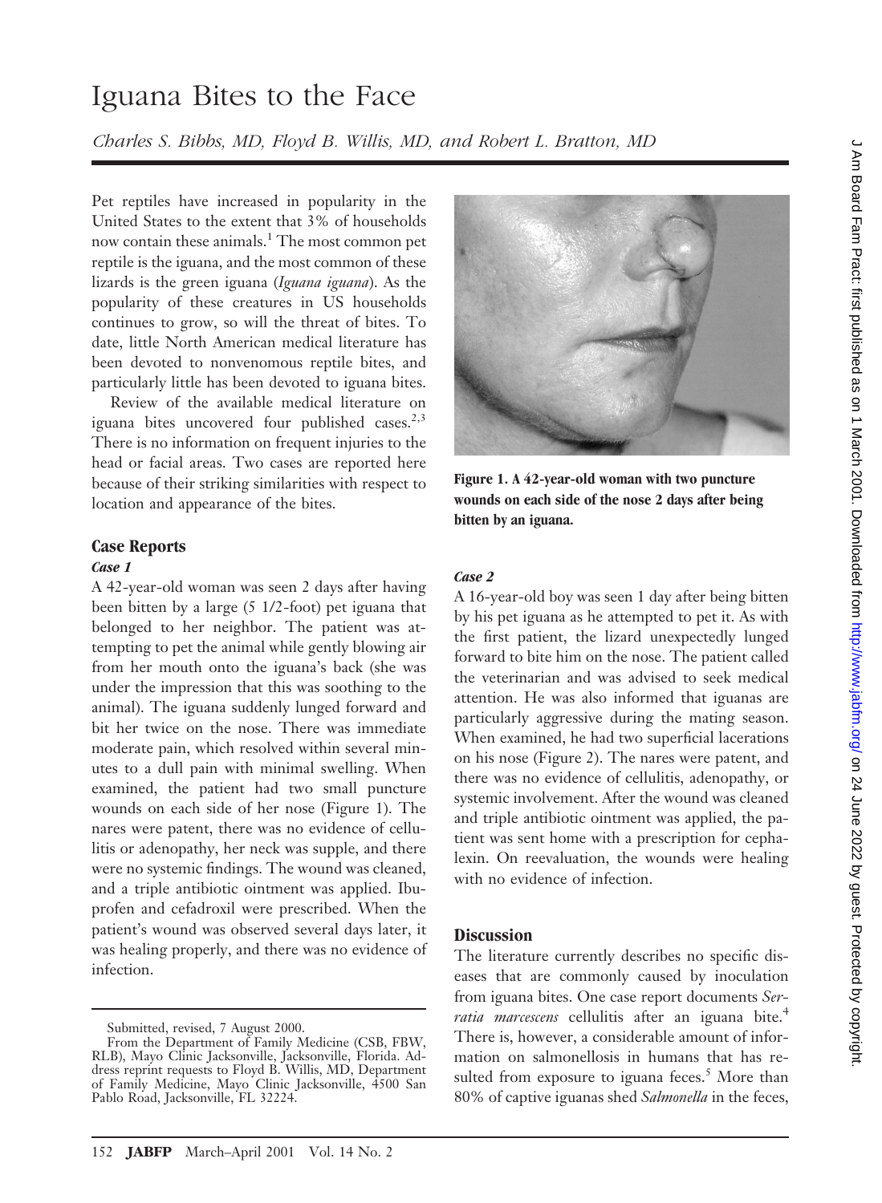# Iguana Bites to the Face

*Charles S. Bibbs, MD, Floyd B. Willis, MD, and Robert L. Bratton, MD*

Pet reptiles have increased in popularity in the United States to the extent that 3% of households now contain these animals.[1] The most common pet reptile is the iguana, and the most common of these lizards is the green iguana (*Iguana iguana*). As the popularity of these creatures in US households continues to grow, so will the threat of bites. To date, little North American medical literature has been devoted to nonvenomous reptile bites, and particularly little has been devoted to iguana bites.

Review of the available medical literature on iguana bites uncovered four published cases.[2,3] There is no information on frequent injuries to the head or facial areas. Two cases are reported here because of their striking similarities with respect to location and appearance of the bites.

## Case Reports

### *Case 1*

A 42-year-old woman was seen 2 days after having been bitten by a large (5 1/2-foot) pet iguana that belonged to her neighbor. The patient was attempting to pet the animal while gently blowing air from her mouth onto the iguana's back (she was under the impression that this was soothing to the animal). The iguana suddenly lunged forward and bit her twice on the nose. There was immediate moderate pain, which resolved within several minutes to a dull pain with minimal swelling. When examined, the patient had two small puncture wounds on each side of her nose (Figure 1). The nares were patent, there was no evidence of cellulitis or adenopathy, her neck was supple, and there were no systemic findings. The wound was cleaned, and a triple antibiotic ointment was applied. Ibuprofen and cefadroxil were prescribed. When the patient's wound was observed several days later, it was healing properly, and there was no evidence of infection.

**Figure 1. A 42-year-old woman with two puncture wounds on each side of the nose 2 days after being bitten by an iguana.**

### *Case 2*

A 16-year-old boy was seen 1 day after being bitten by his pet iguana as he attempted to pet it. As with the first patient, the lizard unexpectedly lunged forward to bite him on the nose. The patient called the veterinarian and was advised to seek medical attention. He was also informed that iguanas are particularly aggressive during the mating season. When examined, he had two superficial lacerations on his nose (Figure 2). The nares were patent, and there was no evidence of cellulitis, adenopathy, or systemic involvement. After the wound was cleaned and triple antibiotic ointment was applied, the patient was sent home with a prescription for cephalexin. On reevaluation, the wounds were healing with no evidence of infection.

## Discussion

The literature currently describes no specific diseases that are commonly caused by inoculation from iguana bites. One case report documents *Serratia marcescens* cellulitis after an iguana bite.[4] There is, however, a considerable amount of information on salmonellosis in humans that has resulted from exposure to iguana feces.[5] More than 80% of captive iguanas shed *Salmonella* in the feces,

Submitted, revised, 7 August 2000.

From the Department of Family Medicine (CSB, FBW, RLB), Mayo Clinic Jacksonville, Jacksonville, Florida. Address reprint requests to Floyd B. Willis, MD, Department of Family Medicine, Mayo Clinic Jacksonville, 4500 San Pablo Road, Jacksonville, FL 32224.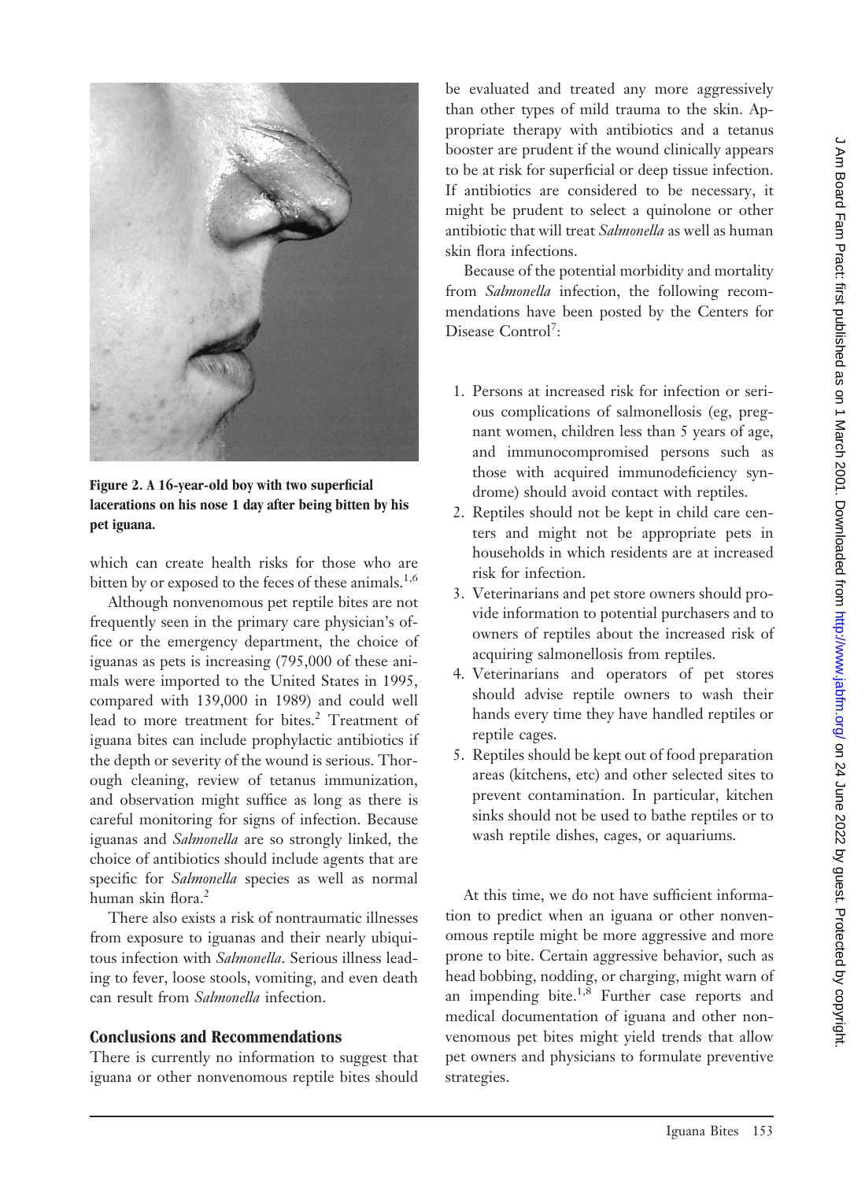**Figure 2. A 16-year-old boy with two superficial lacerations on his nose 1 day after being bitten by his pet iguana.**

which can create health risks for those who are bitten by or exposed to the feces of these animals.[1,6]

Although nonvenomous pet reptile bites are not frequently seen in the primary care physician's office or the emergency department, the choice of iguanas as pets is increasing (795,000 of these animals were imported to the United States in 1995, compared with 139,000 in 1989) and could well lead to more treatment for bites.[2] Treatment of iguana bites can include prophylactic antibiotics if the depth or severity of the wound is serious. Thorough cleaning, review of tetanus immunization, and observation might suffice as long as there is careful monitoring for signs of infection. Because iguanas and *Salmonella* are so strongly linked, the choice of antibiotics should include agents that are specific for *Salmonella* species as well as normal human skin flora.[2]

There also exists a risk of nontraumatic illnesses from exposure to iguanas and their nearly ubiquitous infection with *Salmonella*. Serious illness leading to fever, loose stools, vomiting, and even death can result from *Salmonella* infection.

## Conclusions and Recommendations

There is currently no information to suggest that iguana or other nonvenomous reptile bites should be evaluated and treated any more aggressively than other types of mild trauma to the skin. Appropriate therapy with antibiotics and a tetanus booster are prudent if the wound clinically appears to be at risk for superficial or deep tissue infection. If antibiotics are considered to be necessary, it might be prudent to select a quinolone or other antibiotic that will treat *Salmonella* as well as human skin flora infections.

Because of the potential morbidity and mortality from *Salmonella* infection, the following recommendations have been posted by the Centers for Disease Control[7]:

1. Persons at increased risk for infection or serious complications of salmonellosis (eg, pregnant women, children less than 5 years of age, and immunocompromised persons such as those with acquired immunodeficiency syndrome) should avoid contact with reptiles.
2. Reptiles should not be kept in child care centers and might not be appropriate pets in households in which residents are at increased risk for infection.
3. Veterinarians and pet store owners should provide information to potential purchasers and to owners of reptiles about the increased risk of acquiring salmonellosis from reptiles.
4. Veterinarians and operators of pet stores should advise reptile owners to wash their hands every time they have handled reptiles or reptile cages.
5. Reptiles should be kept out of food preparation areas (kitchens, etc) and other selected sites to prevent contamination. In particular, kitchen sinks should not be used to bathe reptiles or to wash reptile dishes, cages, or aquariums.

At this time, we do not have sufficient information to predict when an iguana or other nonvenomous reptile might be more aggressive and more prone to bite. Certain aggressive behavior, such as head bobbing, nodding, or charging, might warn of an impending bite.[1,8] Further case reports and medical documentation of iguana and other nonvenomous pet bites might yield trends that allow pet owners and physicians to formulate preventive strategies.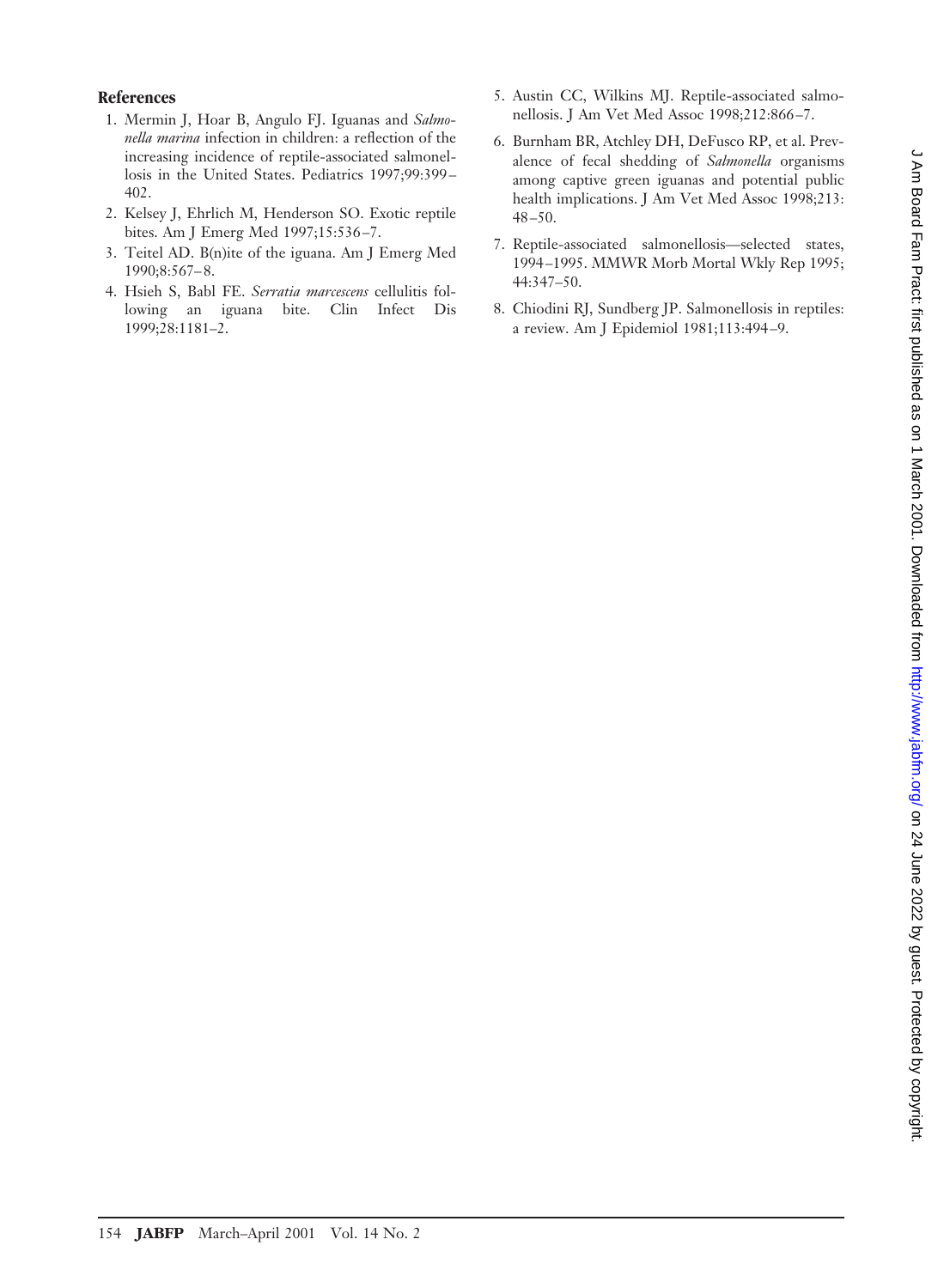## References

1. Mermin J, Hoar B, Angulo FJ. Iguanas and *Salmonella marina* infection in children: a reflection of the increasing incidence of reptile-associated salmonellosis in the United States. Pediatrics 1997;99:399–402.
2. Kelsey J, Ehrlich M, Henderson SO. Exotic reptile bites. Am J Emerg Med 1997;15:536–7.
3. Teitel AD. B(n)ite of the iguana. Am J Emerg Med 1990;8:567–8.
4. Hsieh S, Babl FE. *Serratia marcescens* cellulitis following an iguana bite. Clin Infect Dis 1999;28:1181–2.
5. Austin CC, Wilkins MJ. Reptile-associated salmonellosis. J Am Vet Med Assoc 1998;212:866–7.
6. Burnham BR, Atchley DH, DeFusco RP, et al. Prevalence of fecal shedding of *Salmonella* organisms among captive green iguanas and potential public health implications. J Am Vet Med Assoc 1998;213:48–50.
7. Reptile-associated salmonellosis—selected states, 1994–1995. MMWR Morb Mortal Wkly Rep 1995;44:347–50.
8. Chiodini RJ, Sundberg JP. Salmonellosis in reptiles: a review. Am J Epidemiol 1981;113:494–9.